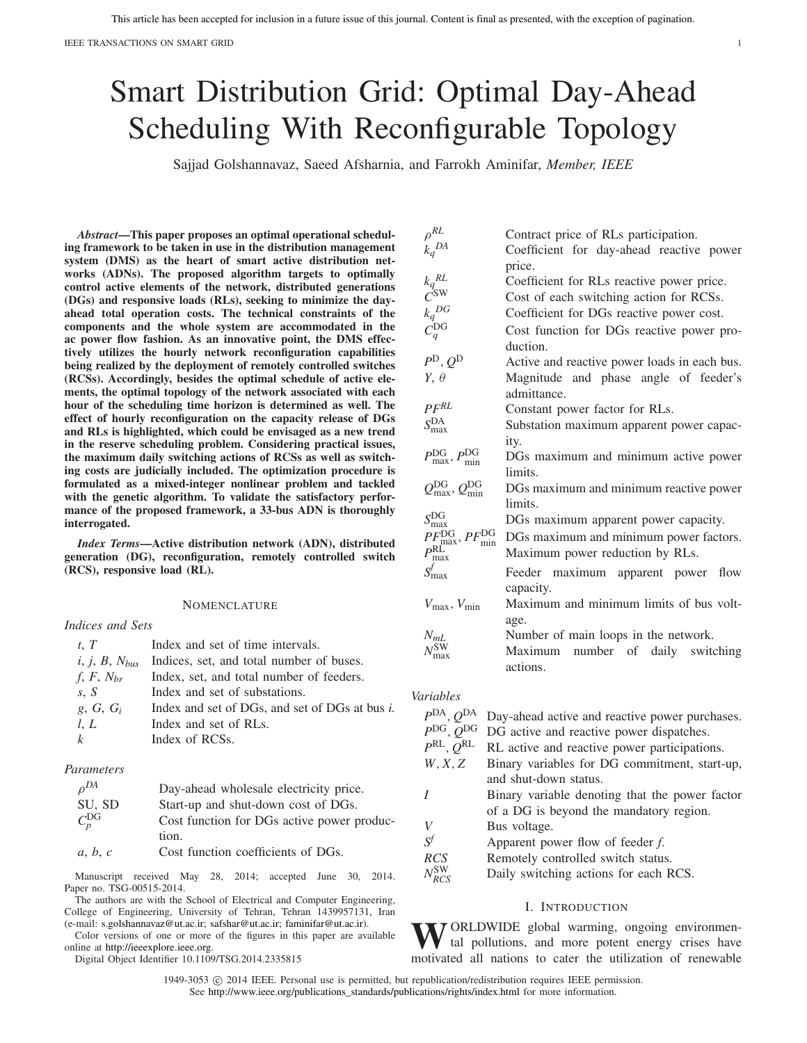# Smart Distribution Grid: Optimal Day-Ahead Scheduling With Reconfigurable Topology

Sajjad Golshannavaz, Saeed Afsharnia, and Farrokh Aminifar, *Member, IEEE*

***Abstract*—This paper proposes an optimal operational scheduling framework to be taken in use in the distribution management system (DMS) as the heart of smart active distribution networks (ADNs). The proposed algorithm targets to optimally control active elements of the network, distributed generations (DGs) and responsive loads (RLs), seeking to minimize the day-ahead total operation costs. The technical constraints of the components and the whole system are accommodated in the ac power flow fashion. As an innovative point, the DMS effectively utilizes the hourly network reconfiguration capabilities being realized by the deployment of remotely controlled switches (RCSs). Accordingly, besides the optimal schedule of active elements, the optimal topology of the network associated with each hour of the scheduling time horizon is determined as well. The effect of hourly reconfiguration on the capacity release of DGs and RLs is highlighted, which could be envisaged as a new trend in the reserve scheduling problem. Considering practical issues, the maximum daily switching actions of RCSs as well as switching costs are judicially included. The optimization procedure is formulated as a mixed-integer nonlinear problem and tackled with the genetic algorithm. To validate the satisfactory performance of the proposed framework, a 33-bus ADN is thoroughly interrogated.**

***Index Terms*—Active distribution network (ADN), distributed generation (DG), reconfiguration, remotely controlled switch (RCS), responsive load (RL).**

## NOMENCLATURE

*Indices and Sets*

| | |
|---|---|
| $t$, $T$ | Index and set of time intervals. |
| $i$, $j$, $B$, $N_{bus}$ | Indices, set, and total number of buses. |
| $f$, $F$, $N_{br}$ | Index, set, and total number of feeders. |
| $s$, $S$ | Index and set of substations. |
| $g$, $G$, $G_i$ | Index and set of DGs, and set of DGs at bus *i*. |
| $l$, $L$ | Index and set of RLs. |
| $k$ | Index of RCSs. |

*Parameters*

| | |
|---|---|
| $\rho^{DA}$ | Day-ahead wholesale electricity price. |
| SU, SD | Start-up and shut-down cost of DGs. |
| $C_p^{\text{DG}}$ | Cost function for DGs active power production. |
| $a$, $b$, $c$ | Cost function coefficients of DGs. |
| $\rho^{RL}$ | Contract price of RLs participation. |
| $k_q{}^{DA}$ | Coefficient for day-ahead reactive power price. |
| $k_q{}^{RL}$ | Coefficient for RLs reactive power price. |
| $C^{\text{SW}}$ | Cost of each switching action for RCSs. |
| $k_q{}^{DG}$ | Coefficient for DGs reactive power cost. |
| $C_q^{\text{DG}}$ | Cost function for DGs reactive power production. |
| $P^{\text{D}}$, $Q^{\text{D}}$ | Active and reactive power loads in each bus. |
| $Y$, $\theta$ | Magnitude and phase angle of feeder's admittance. |
| $PF^{RL}$ | Constant power factor for RLs. |
| $S_{\max}^{\text{DA}}$ | Substation maximum apparent power capacity. |
| $P_{\max}^{\text{DG}}$, $P_{\min}^{\text{DG}}$ | DGs maximum and minimum active power limits. |
| $Q_{\max}^{\text{DG}}$, $Q_{\min}^{\text{DG}}$ | DGs maximum and minimum reactive power limits. |
| $S_{\max}^{\text{DG}}$ | DGs maximum apparent power capacity. |
| $PF_{\max}^{\text{DG}}$, $PF_{\min}^{\text{DG}}$ | DGs maximum and minimum power factors. |
| $P_{\max}^{\text{RL}}$ | Maximum power reduction by RLs. |
| $S_{\max}^{f}$ | Feeder maximum apparent power flow capacity. |
| $V_{\max}$, $V_{\min}$ | Maximum and minimum limits of bus voltage. |
| $N_{mL}$ | Number of main loops in the network. |
| $N_{\max}^{\text{SW}}$ | Maximum number of daily switching actions. |

*Variables*

| | |
|---|---|
| $P^{\text{DA}}$, $Q^{\text{DA}}$ | Day-ahead active and reactive power purchases. |
| $P^{\text{DG}}$, $Q^{\text{DG}}$ | DG active and reactive power dispatches. |
| $P^{\text{RL}}$, $Q^{\text{RL}}$ | RL active and reactive power participations. |
| $W$, $X$, $Z$ | Binary variables for DG commitment, start-up, and shut-down status. |
| $I$ | Binary variable denoting that the power factor of a DG is beyond the mandatory region. |
| $V$ | Bus voltage. |
| $S^f$ | Apparent power flow of feeder *f*. |
| $RCS$ | Remotely controlled switch status. |
| $N_{RCS}^{\text{SW}}$ | Daily switching actions for each RCS. |

## I. INTRODUCTION

WORLDWIDE global warming, ongoing environmental pollutions, and more potent energy crises have motivated all nations to cater the utilization of renewable

Manuscript received May 28, 2014; accepted June 30, 2014. Paper no. TSG-00515-2014.

The authors are with the School of Electrical and Computer Engineering, College of Engineering, University of Tehran, Tehran 1439957131, Iran (e-mail: s.golshannavaz@ut.ac.ir; safshar@ut.ac.ir; faminifar@ut.ac.ir).

Color versions of one or more of the figures in this paper are available online at http://ieeexplore.ieee.org.

Digital Object Identifier 10.1109/TSG.2014.2335815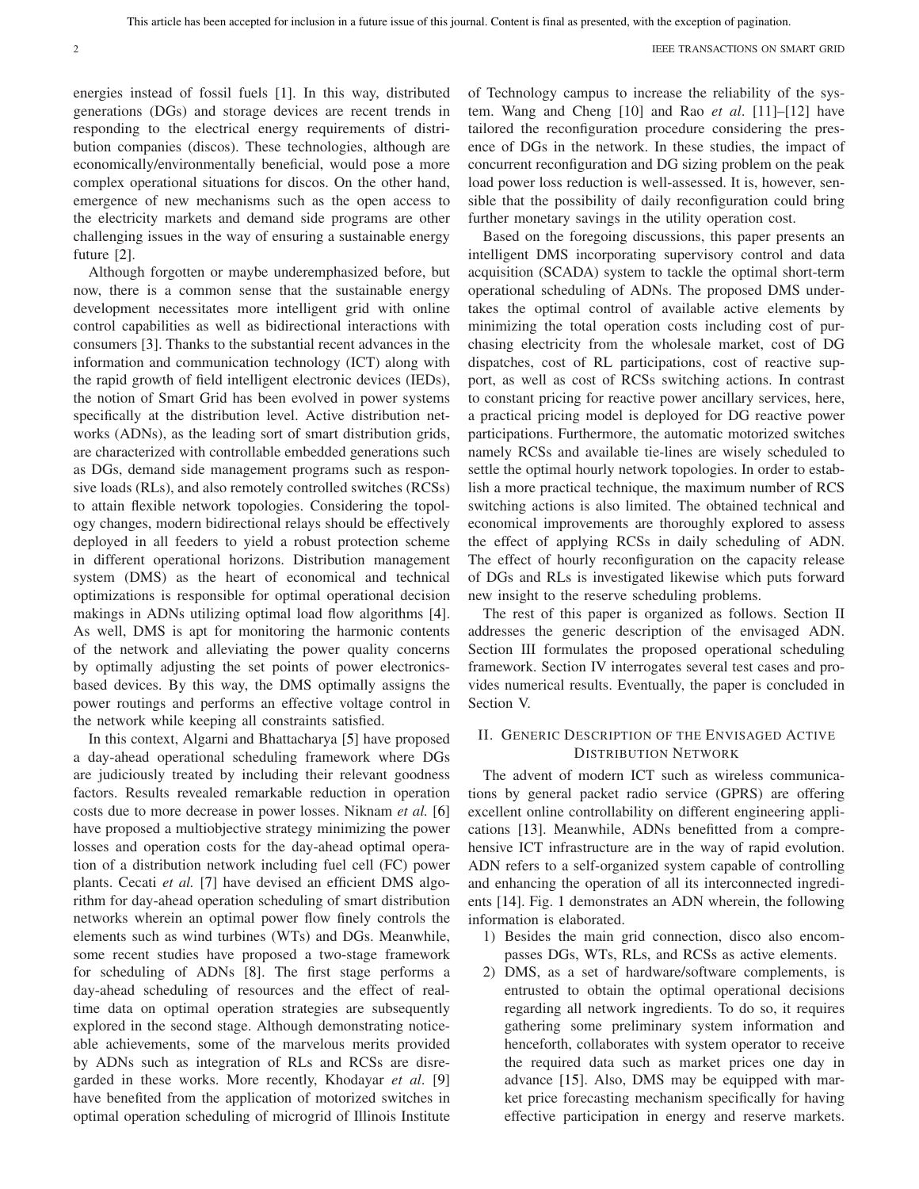energies instead of fossil fuels [1]. In this way, distributed generations (DGs) and storage devices are recent trends in responding to the electrical energy requirements of distribution companies (discos). These technologies, although are economically/environmentally beneficial, would pose a more complex operational situations for discos. On the other hand, emergence of new mechanisms such as the open access to the electricity markets and demand side programs are other challenging issues in the way of ensuring a sustainable energy future [2].

Although forgotten or maybe underemphasized before, but now, there is a common sense that the sustainable energy development necessitates more intelligent grid with online control capabilities as well as bidirectional interactions with consumers [3]. Thanks to the substantial recent advances in the information and communication technology (ICT) along with the rapid growth of field intelligent electronic devices (IEDs), the notion of Smart Grid has been evolved in power systems specifically at the distribution level. Active distribution networks (ADNs), as the leading sort of smart distribution grids, are characterized with controllable embedded generations such as DGs, demand side management programs such as responsive loads (RLs), and also remotely controlled switches (RCSs) to attain flexible network topologies. Considering the topology changes, modern bidirectional relays should be effectively deployed in all feeders to yield a robust protection scheme in different operational horizons. Distribution management system (DMS) as the heart of economical and technical optimizations is responsible for optimal operational decision makings in ADNs utilizing optimal load flow algorithms [4]. As well, DMS is apt for monitoring the harmonic contents of the network and alleviating the power quality concerns by optimally adjusting the set points of power electronics-based devices. By this way, the DMS optimally assigns the power routings and performs an effective voltage control in the network while keeping all constraints satisfied.

In this context, Algarni and Bhattacharya [5] have proposed a day-ahead operational scheduling framework where DGs are judiciously treated by including their relevant goodness factors. Results revealed remarkable reduction in operation costs due to more decrease in power losses. Niknam *et al.* [6] have proposed a multiobjective strategy minimizing the power losses and operation costs for the day-ahead optimal operation of a distribution network including fuel cell (FC) power plants. Cecati *et al.* [7] have devised an efficient DMS algorithm for day-ahead operation scheduling of smart distribution networks wherein an optimal power flow finely controls the elements such as wind turbines (WTs) and DGs. Meanwhile, some recent studies have proposed a two-stage framework for scheduling of ADNs [8]. The first stage performs a day-ahead scheduling of resources and the effect of real-time data on optimal operation strategies are subsequently explored in the second stage. Although demonstrating noticeable achievements, some of the marvelous merits provided by ADNs such as integration of RLs and RCSs are disregarded in these works. More recently, Khodayar *et al*. [9] have benefited from the application of motorized switches in optimal operation scheduling of microgrid of Illinois Institute of Technology campus to increase the reliability of the system. Wang and Cheng [10] and Rao *et al*. [11]–[12] have tailored the reconfiguration procedure considering the presence of DGs in the network. In these studies, the impact of concurrent reconfiguration and DG sizing problem on the peak load power loss reduction is well-assessed. It is, however, sensible that the possibility of daily reconfiguration could bring further monetary savings in the utility operation cost.

Based on the foregoing discussions, this paper presents an intelligent DMS incorporating supervisory control and data acquisition (SCADA) system to tackle the optimal short-term operational scheduling of ADNs. The proposed DMS undertakes the optimal control of available active elements by minimizing the total operation costs including cost of purchasing electricity from the wholesale market, cost of DG dispatches, cost of RL participations, cost of reactive support, as well as cost of RCSs switching actions. In contrast to constant pricing for reactive power ancillary services, here, a practical pricing model is deployed for DG reactive power participations. Furthermore, the automatic motorized switches namely RCSs and available tie-lines are wisely scheduled to settle the optimal hourly network topologies. In order to establish a more practical technique, the maximum number of RCS switching actions is also limited. The obtained technical and economical improvements are thoroughly explored to assess the effect of applying RCSs in daily scheduling of ADN. The effect of hourly reconfiguration on the capacity release of DGs and RLs is investigated likewise which puts forward new insight to the reserve scheduling problems.

The rest of this paper is organized as follows. Section II addresses the generic description of the envisaged ADN. Section III formulates the proposed operational scheduling framework. Section IV interrogates several test cases and provides numerical results. Eventually, the paper is concluded in Section V.

## II. Generic Description of the Envisaged Active Distribution Network

The advent of modern ICT such as wireless communications by general packet radio service (GPRS) are offering excellent online controllability on different engineering applications [13]. Meanwhile, ADNs benefitted from a comprehensive ICT infrastructure are in the way of rapid evolution. ADN refers to a self-organized system capable of controlling and enhancing the operation of all its interconnected ingredients [14]. Fig. 1 demonstrates an ADN wherein, the following information is elaborated.

1) Besides the main grid connection, disco also encompasses DGs, WTs, RLs, and RCSs as active elements.
2) DMS, as a set of hardware/software complements, is entrusted to obtain the optimal operational decisions regarding all network ingredients. To do so, it requires gathering some preliminary system information and henceforth, collaborates with system operator to receive the required data such as market prices one day in advance [15]. Also, DMS may be equipped with market price forecasting mechanism specifically for having effective participation in energy and reserve markets.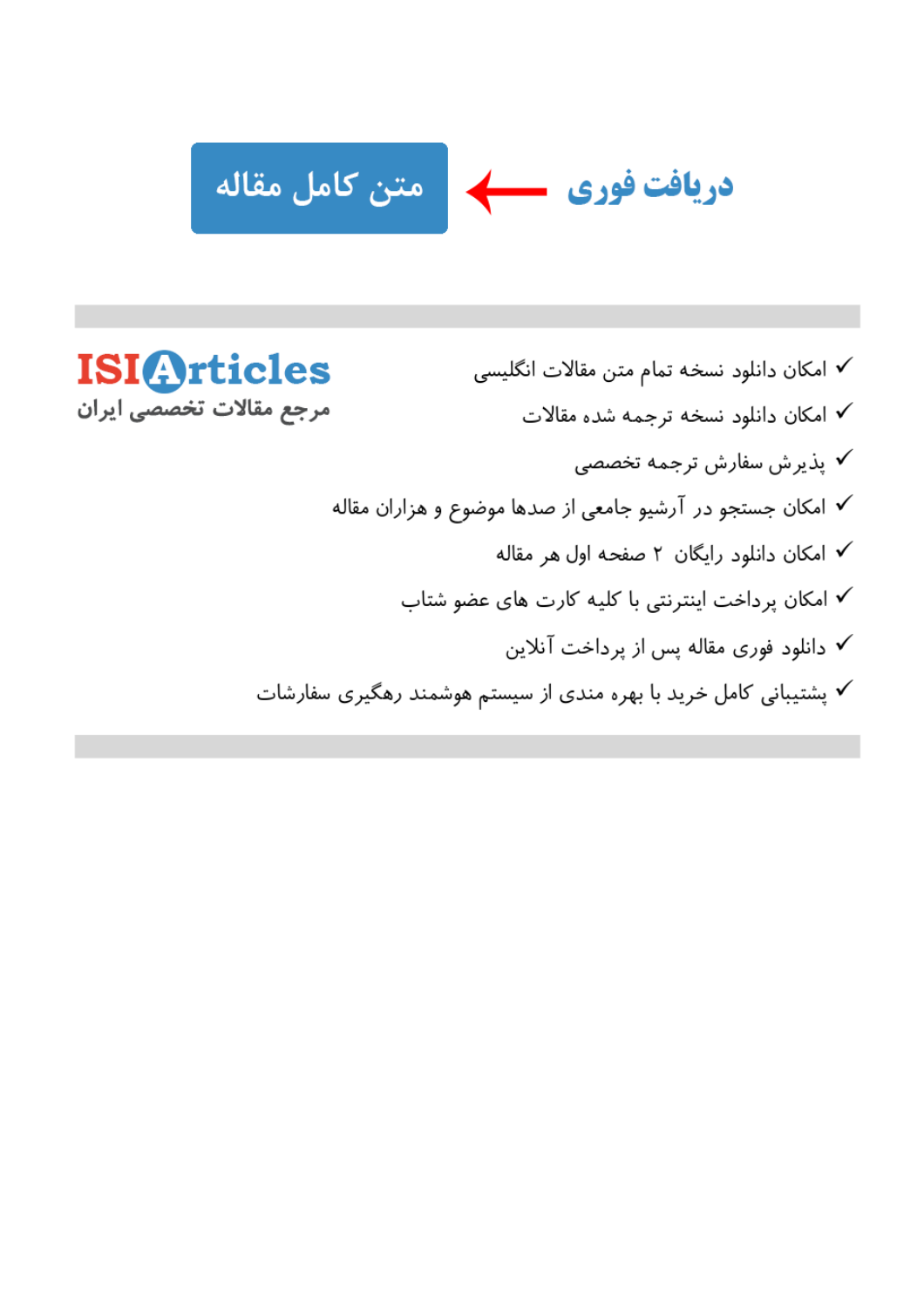دریافت فوری ← **متن کامل مقاله**

**ISIArticles**
مرجع مقالات تخصصی ایران

- ✓ امکان دانلود نسخه تمام متن مقالات انگلیسی
- ✓ امکان دانلود نسخه ترجمه شده مقالات
- ✓ پذیرش سفارش ترجمه تخصصی
- ✓ امکان جستجو در آرشیو جامعی از صدها موضوع و هزاران مقاله
- ✓ امکان دانلود رایگان ۲ صفحه اول هر مقاله
- ✓ امکان پرداخت اینترنتی با کلیه کارت های عضو شتاب
- ✓ دانلود فوری مقاله پس از پرداخت آنلاین
- ✓ پشتیبانی کامل خرید با بهره مندی از سیستم هوشمند رهگیری سفارشات